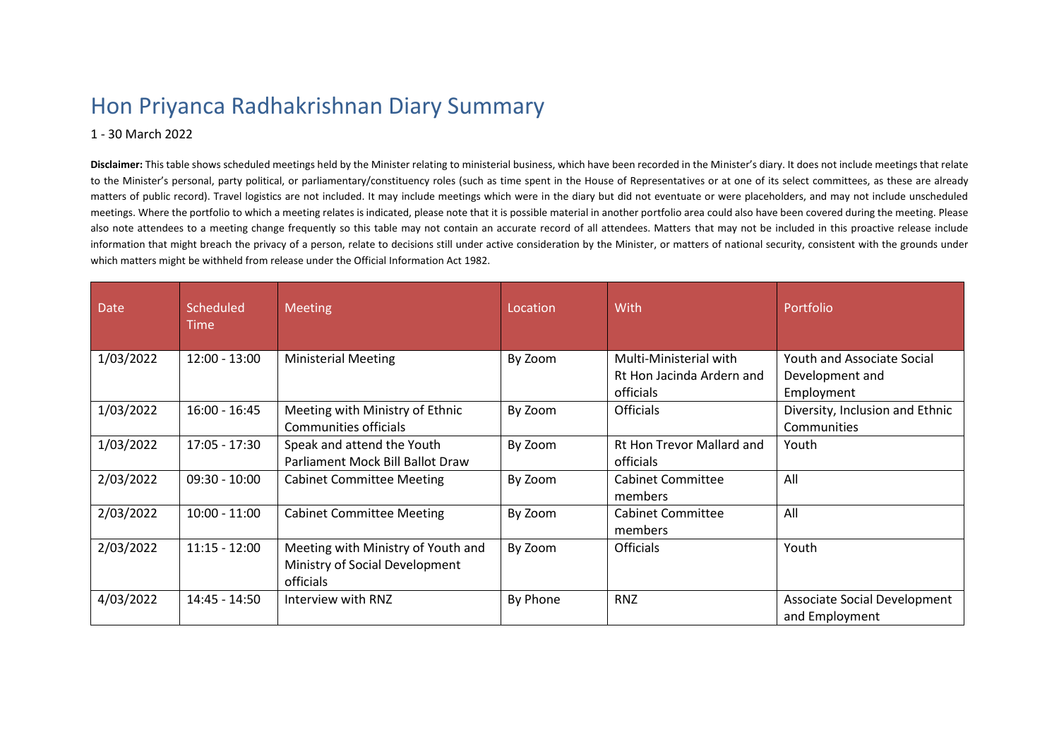# Hon Priyanca Radhakrishnan Diary Summary

1 - 30 March 2022

**Disclaimer:** This table shows scheduled meetings held by the Minister relating to ministerial business, which have been recorded in the Minister's diary. It does not include meetings that relate to the Minister's personal, party political, or parliamentary/constituency roles (such as time spent in the House of Representatives or at one of its select committees, as these are already matters of public record). Travel logistics are not included. It may include meetings which were in the diary but did not eventuate or were placeholders, and may not include unscheduled meetings. Where the portfolio to which a meeting relates is indicated, please note that it is possible material in another portfolio area could also have been covered during the meeting. Please also note attendees to a meeting change frequently so this table may not contain an accurate record of all attendees. Matters that may not be included in this proactive release include information that might breach the privacy of a person, relate to decisions still under active consideration by the Minister, or matters of national security, consistent with the grounds under which matters might be withheld from release under the Official Information Act 1982.

| Date | Scheduled Time | Meeting | Location | With | Portfolio |
|---|---|---|---|---|---|
| 1/03/2022 | 12:00 - 13:00 | Ministerial Meeting | By Zoom | Multi-Ministerial with Rt Hon Jacinda Ardern and officials | Youth and Associate Social Development and Employment |
| 1/03/2022 | 16:00 - 16:45 | Meeting with Ministry of Ethnic Communities officials | By Zoom | Officials | Diversity, Inclusion and Ethnic Communities |
| 1/03/2022 | 17:05 - 17:30 | Speak and attend the Youth Parliament Mock Bill Ballot Draw | By Zoom | Rt Hon Trevor Mallard and officials | Youth |
| 2/03/2022 | 09:30 - 10:00 | Cabinet Committee Meeting | By Zoom | Cabinet Committee members | All |
| 2/03/2022 | 10:00 - 11:00 | Cabinet Committee Meeting | By Zoom | Cabinet Committee members | All |
| 2/03/2022 | 11:15 - 12:00 | Meeting with Ministry of Youth and Ministry of Social Development officials | By Zoom | Officials | Youth |
| 4/03/2022 | 14:45 - 14:50 | Interview with RNZ | By Phone | RNZ | Associate Social Development and Employment |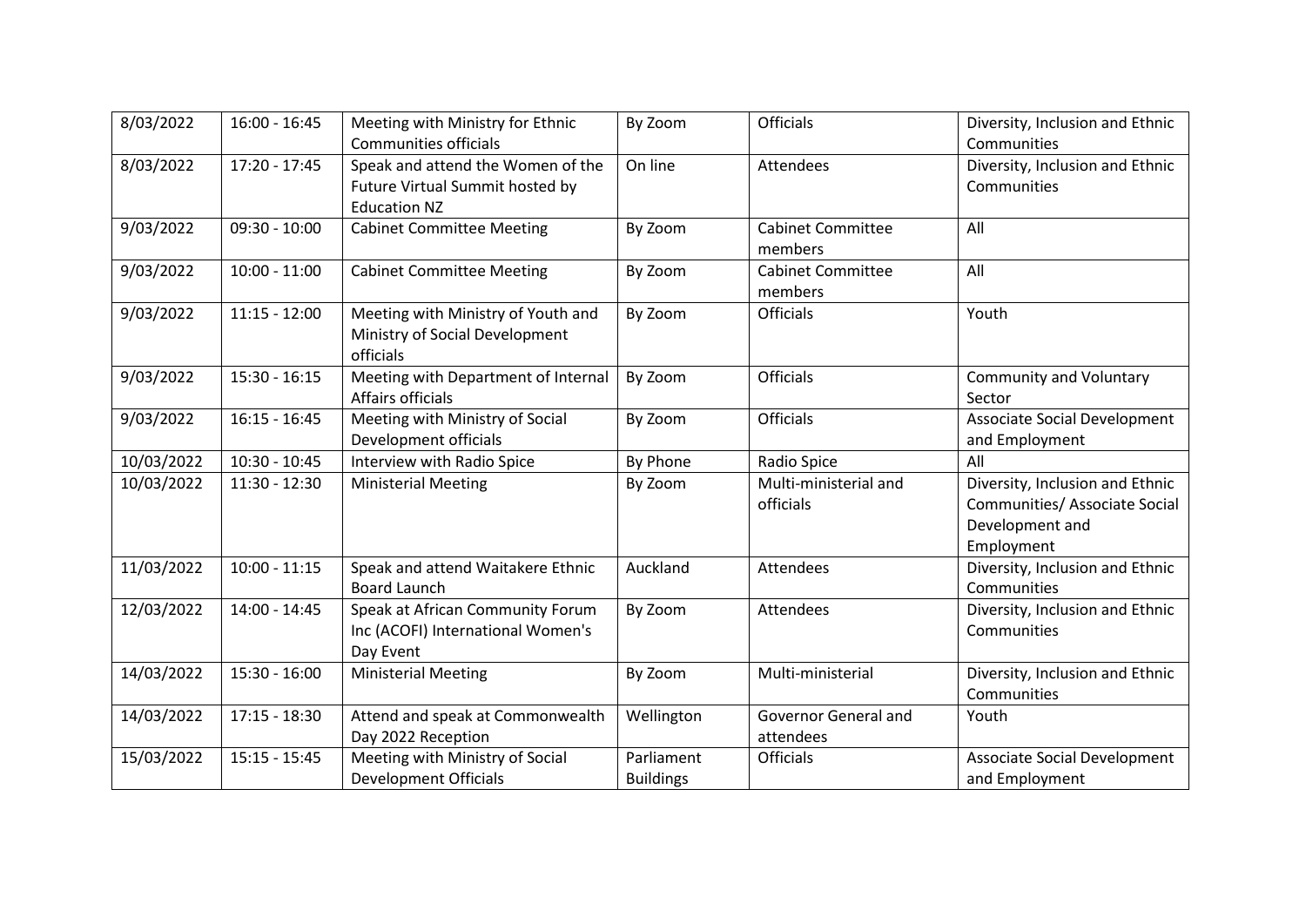| 8/03/2022 | 16:00 - 16:45 | Meeting with Ministry for Ethnic Communities officials | By Zoom | Officials | Diversity, Inclusion and Ethnic Communities |
|---|---|---|---|---|---|
| 8/03/2022 | 17:20 - 17:45 | Speak and attend the Women of the Future Virtual Summit hosted by Education NZ | On line | Attendees | Diversity, Inclusion and Ethnic Communities |
| 9/03/2022 | 09:30 - 10:00 | Cabinet Committee Meeting | By Zoom | Cabinet Committee members | All |
| 9/03/2022 | 10:00 - 11:00 | Cabinet Committee Meeting | By Zoom | Cabinet Committee members | All |
| 9/03/2022 | 11:15 - 12:00 | Meeting with Ministry of Youth and Ministry of Social Development officials | By Zoom | Officials | Youth |
| 9/03/2022 | 15:30 - 16:15 | Meeting with Department of Internal Affairs officials | By Zoom | Officials | Community and Voluntary Sector |
| 9/03/2022 | 16:15 - 16:45 | Meeting with Ministry of Social Development officials | By Zoom | Officials | Associate Social Development and Employment |
| 10/03/2022 | 10:30 - 10:45 | Interview with Radio Spice | By Phone | Radio Spice | All |
| 10/03/2022 | 11:30 - 12:30 | Ministerial Meeting | By Zoom | Multi-ministerial and officials | Diversity, Inclusion and Ethnic Communities/ Associate Social Development and Employment |
| 11/03/2022 | 10:00 - 11:15 | Speak and attend Waitakere Ethnic Board Launch | Auckland | Attendees | Diversity, Inclusion and Ethnic Communities |
| 12/03/2022 | 14:00 - 14:45 | Speak at African Community Forum Inc (ACOFI) International Women's Day Event | By Zoom | Attendees | Diversity, Inclusion and Ethnic Communities |
| 14/03/2022 | 15:30 - 16:00 | Ministerial Meeting | By Zoom | Multi-ministerial | Diversity, Inclusion and Ethnic Communities |
| 14/03/2022 | 17:15 - 18:30 | Attend and speak at Commonwealth Day 2022 Reception | Wellington | Governor General and attendees | Youth |
| 15/03/2022 | 15:15 - 15:45 | Meeting with Ministry of Social Development Officials | Parliament Buildings | Officials | Associate Social Development and Employment |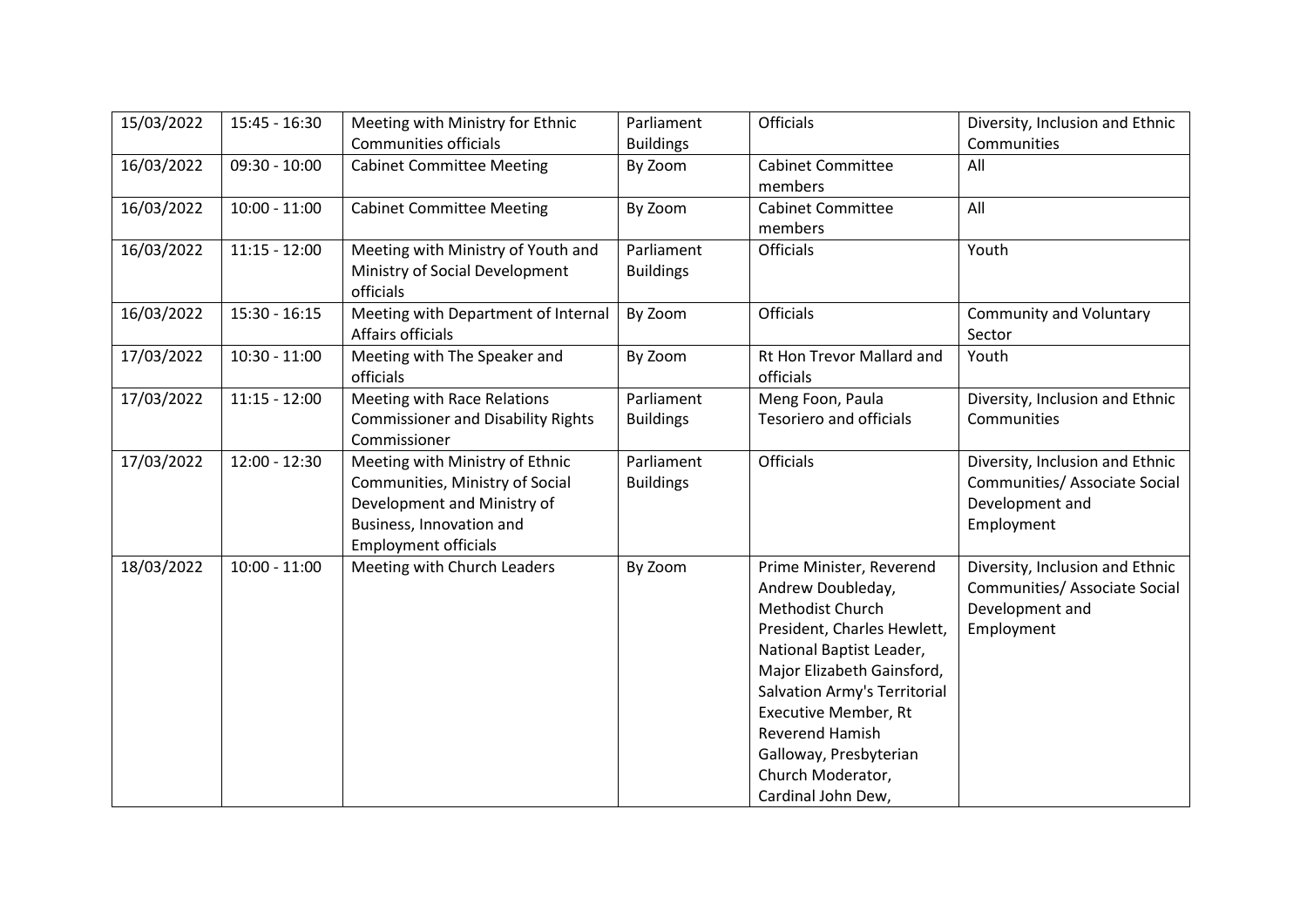| 15/03/2022 | 15:45 - 16:30 | Meeting with Ministry for Ethnic Communities officials | Parliament Buildings | Officials | Diversity, Inclusion and Ethnic Communities |
|---|---|---|---|---|---|
| 16/03/2022 | 09:30 - 10:00 | Cabinet Committee Meeting | By Zoom | Cabinet Committee members | All |
| 16/03/2022 | 10:00 - 11:00 | Cabinet Committee Meeting | By Zoom | Cabinet Committee members | All |
| 16/03/2022 | 11:15 - 12:00 | Meeting with Ministry of Youth and Ministry of Social Development officials | Parliament Buildings | Officials | Youth |
| 16/03/2022 | 15:30 - 16:15 | Meeting with Department of Internal Affairs officials | By Zoom | Officials | Community and Voluntary Sector |
| 17/03/2022 | 10:30 - 11:00 | Meeting with The Speaker and officials | By Zoom | Rt Hon Trevor Mallard and officials | Youth |
| 17/03/2022 | 11:15 - 12:00 | Meeting with Race Relations Commissioner and Disability Rights Commissioner | Parliament Buildings | Meng Foon, Paula Tesoriero and officials | Diversity, Inclusion and Ethnic Communities |
| 17/03/2022 | 12:00 - 12:30 | Meeting with Ministry of Ethnic Communities, Ministry of Social Development and Ministry of Business, Innovation and Employment officials | Parliament Buildings | Officials | Diversity, Inclusion and Ethnic Communities/ Associate Social Development and Employment |
| 18/03/2022 | 10:00 - 11:00 | Meeting with Church Leaders | By Zoom | Prime Minister, Reverend Andrew Doubleday, Methodist Church President, Charles Hewlett, National Baptist Leader, Major Elizabeth Gainsford, Salvation Army's Territorial Executive Member, Rt Reverend Hamish Galloway, Presbyterian Church Moderator, Cardinal John Dew, | Diversity, Inclusion and Ethnic Communities/ Associate Social Development and Employment |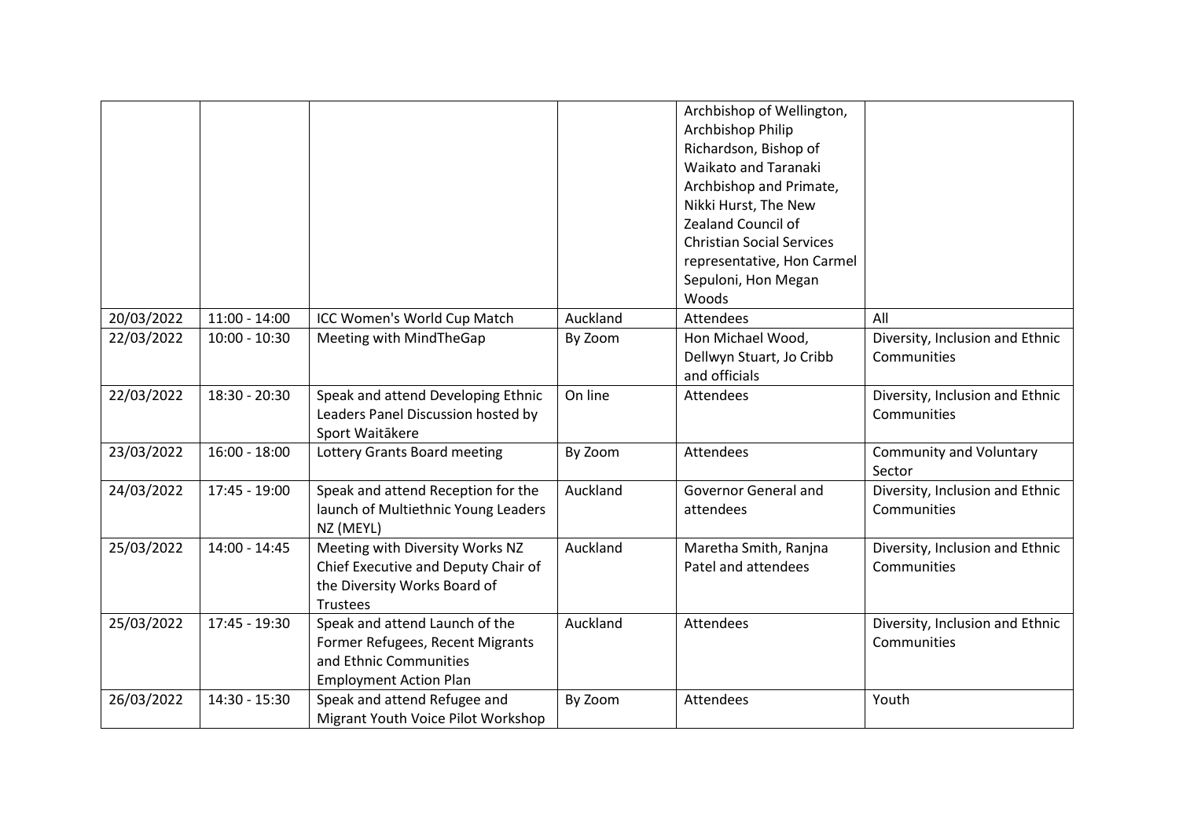| | | | | | |
|---|---|---|---|---|---|
| | | | | Archbishop of Wellington, Archbishop Philip Richardson, Bishop of Waikato and Taranaki Archbishop and Primate, Nikki Hurst, The New Zealand Council of Christian Social Services representative, Hon Carmel Sepuloni, Hon Megan Woods | |
| 20/03/2022 | 11:00 - 14:00 | ICC Women's World Cup Match | Auckland | Attendees | All |
| 22/03/2022 | 10:00 - 10:30 | Meeting with MindTheGap | By Zoom | Hon Michael Wood, Dellwyn Stuart, Jo Cribb and officials | Diversity, Inclusion and Ethnic Communities |
| 22/03/2022 | 18:30 - 20:30 | Speak and attend Developing Ethnic Leaders Panel Discussion hosted by Sport Waitākere | On line | Attendees | Diversity, Inclusion and Ethnic Communities |
| 23/03/2022 | 16:00 - 18:00 | Lottery Grants Board meeting | By Zoom | Attendees | Community and Voluntary Sector |
| 24/03/2022 | 17:45 - 19:00 | Speak and attend Reception for the launch of Multiethnic Young Leaders NZ (MEYL) | Auckland | Governor General and attendees | Diversity, Inclusion and Ethnic Communities |
| 25/03/2022 | 14:00 - 14:45 | Meeting with Diversity Works NZ Chief Executive and Deputy Chair of the Diversity Works Board of Trustees | Auckland | Maretha Smith, Ranjna Patel and attendees | Diversity, Inclusion and Ethnic Communities |
| 25/03/2022 | 17:45 - 19:30 | Speak and attend Launch of the Former Refugees, Recent Migrants and Ethnic Communities Employment Action Plan | Auckland | Attendees | Diversity, Inclusion and Ethnic Communities |
| 26/03/2022 | 14:30 - 15:30 | Speak and attend Refugee and Migrant Youth Voice Pilot Workshop | By Zoom | Attendees | Youth |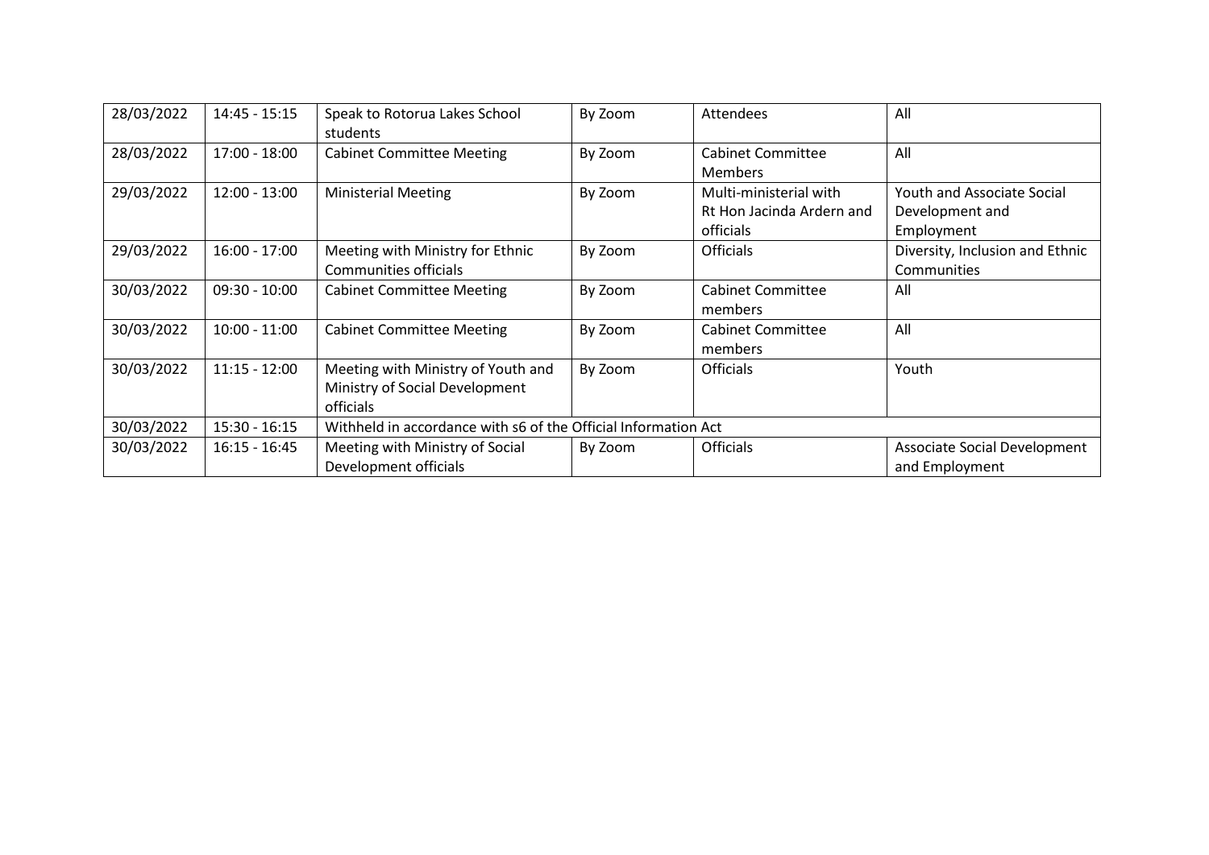| | | | | | |
|---|---|---|---|---|---|
| 28/03/2022 | 14:45 - 15:15 | Speak to Rotorua Lakes School students | By Zoom | Attendees | All |
| 28/03/2022 | 17:00 - 18:00 | Cabinet Committee Meeting | By Zoom | Cabinet Committee Members | All |
| 29/03/2022 | 12:00 - 13:00 | Ministerial Meeting | By Zoom | Multi-ministerial with Rt Hon Jacinda Ardern and officials | Youth and Associate Social Development and Employment |
| 29/03/2022 | 16:00 - 17:00 | Meeting with Ministry for Ethnic Communities officials | By Zoom | Officials | Diversity, Inclusion and Ethnic Communities |
| 30/03/2022 | 09:30 - 10:00 | Cabinet Committee Meeting | By Zoom | Cabinet Committee members | All |
| 30/03/2022 | 10:00 - 11:00 | Cabinet Committee Meeting | By Zoom | Cabinet Committee members | All |
| 30/03/2022 | 11:15 - 12:00 | Meeting with Ministry of Youth and Ministry of Social Development officials | By Zoom | Officials | Youth |
| 30/03/2022 | 15:30 - 16:15 | Withheld in accordance with s6 of the Official Information Act | | | |
| 30/03/2022 | 16:15 - 16:45 | Meeting with Ministry of Social Development officials | By Zoom | Officials | Associate Social Development and Employment |